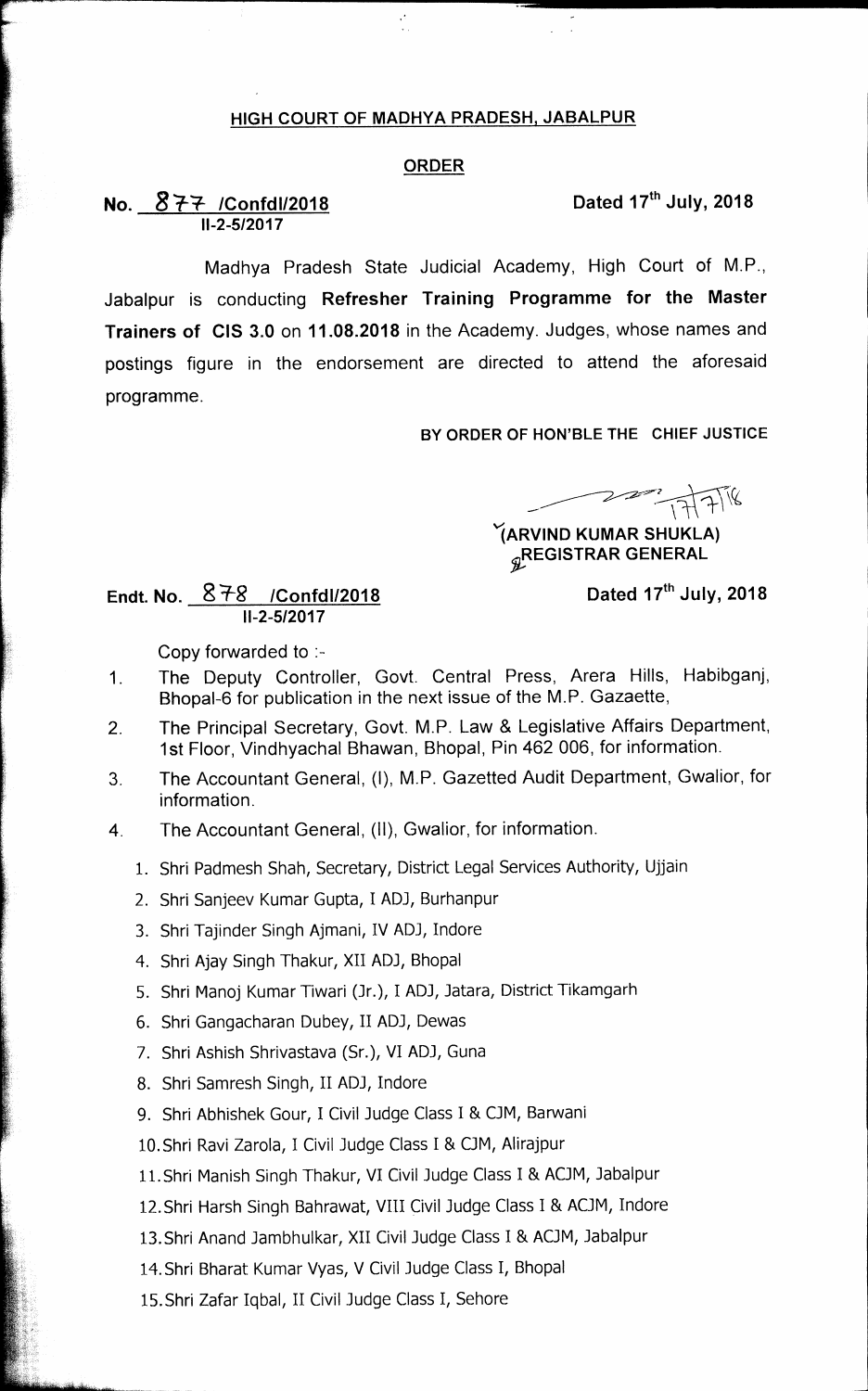## HIGH COURT OF MADHYA PRADESH, JABALPUR

### ORDER

**No. 877 /Confdl/2018** **Dated 17th July, 2018**
**II-2-5/2017**

Madhya Pradesh State Judicial Academy, High Court of M.P., Jabalpur is conducting **Refresher Training Programme for the Master Trainers of CIS 3.0** on **11.08.2018** in the Academy. Judges, whose names and postings figure in the endorsement are directed to attend the aforesaid programme.

**BY ORDER OF HON'BLE THE CHIEF JUSTICE**

17/7/18

**(ARVIND KUMAR SHUKLA)**
**REGISTRAR GENERAL**

**Endt. No. 878 /Confdl/2018** **Dated 17th July, 2018**
**II-2-5/2017**

Copy forwarded to :-

1. The Deputy Controller, Govt. Central Press, Arera Hills, Habibganj, Bhopal-6 for publication in the next issue of the M.P. Gazaette,
2. The Principal Secretary, Govt. M.P. Law & Legislative Affairs Department, 1st Floor, Vindhyachal Bhawan, Bhopal, Pin 462 006, for information.
3. The Accountant General, (I), M.P. Gazetted Audit Department, Gwalior, for information.
4. The Accountant General, (II), Gwalior, for information.
   1. Shri Padmesh Shah, Secretary, District Legal Services Authority, Ujjain
   2. Shri Sanjeev Kumar Gupta, I ADJ, Burhanpur
   3. Shri Tajinder Singh Ajmani, IV ADJ, Indore
   4. Shri Ajay Singh Thakur, XII ADJ, Bhopal
   5. Shri Manoj Kumar Tiwari (Jr.), I ADJ, Jatara, District Tikamgarh
   6. Shri Gangacharan Dubey, II ADJ, Dewas
   7. Shri Ashish Shrivastava (Sr.), VI ADJ, Guna
   8. Shri Samresh Singh, II ADJ, Indore
   9. Shri Abhishek Gour, I Civil Judge Class I & CJM, Barwani
   10. Shri Ravi Zarola, I Civil Judge Class I & CJM, Alirajpur
   11. Shri Manish Singh Thakur, VI Civil Judge Class I & ACJM, Jabalpur
   12. Shri Harsh Singh Bahrawat, VIII Civil Judge Class I & ACJM, Indore
   13. Shri Anand Jambhulkar, XII Civil Judge Class I & ACJM, Jabalpur
   14. Shri Bharat Kumar Vyas, V Civil Judge Class I, Bhopal
   15. Shri Zafar Iqbal, II Civil Judge Class I, Sehore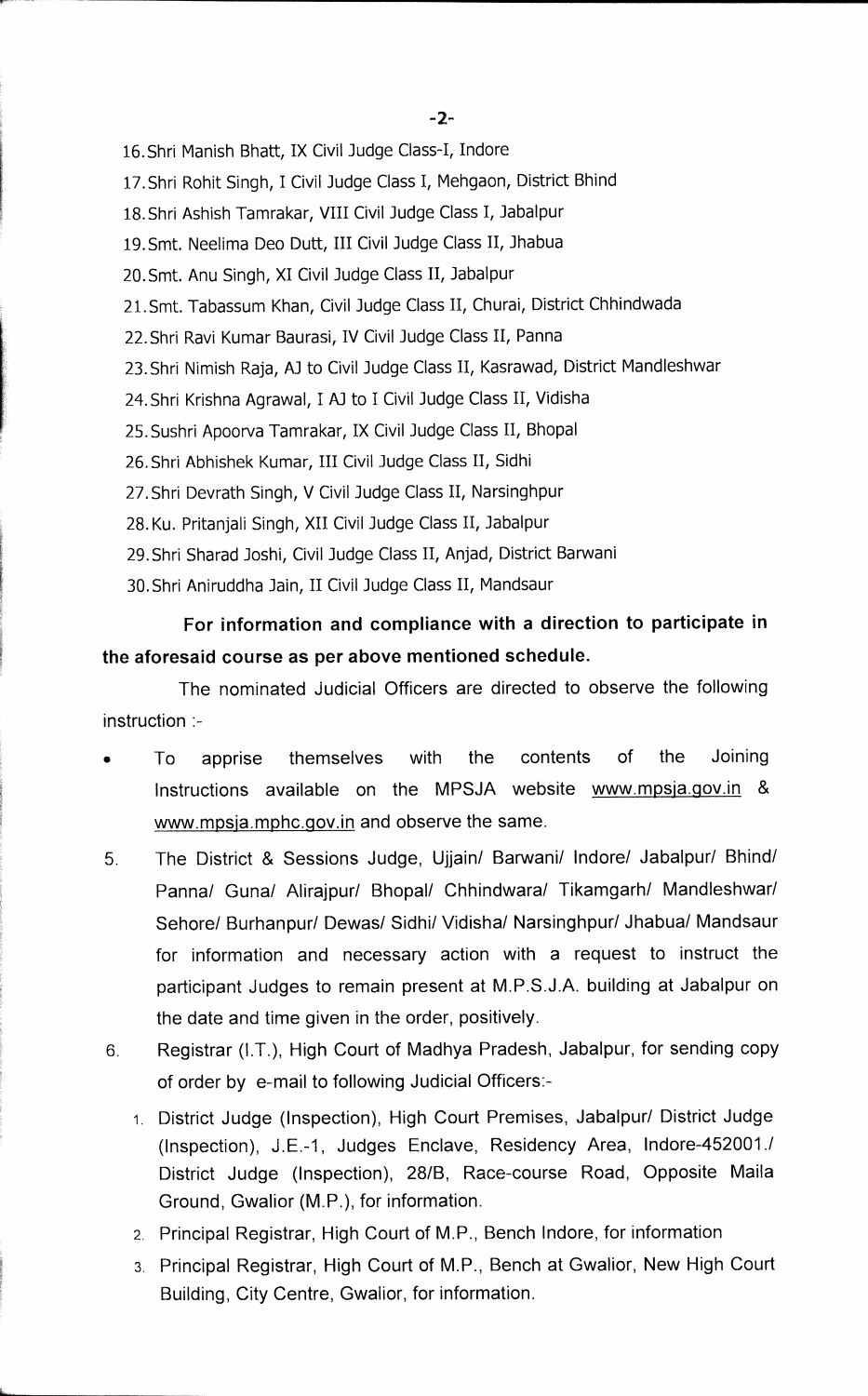16. Shri Manish Bhatt, IX Civil Judge Class-I, Indore
17. Shri Rohit Singh, I Civil Judge Class I, Mehgaon, District Bhind
18. Shri Ashish Tamrakar, VIII Civil Judge Class I, Jabalpur
19. Smt. Neelima Deo Dutt, III Civil Judge Class II, Jhabua
20. Smt. Anu Singh, XI Civil Judge Class II, Jabalpur
21. Smt. Tabassum Khan, Civil Judge Class II, Churai, District Chhindwada
22. Shri Ravi Kumar Baurasi, IV Civil Judge Class II, Panna
23. Shri Nimish Raja, AJ to Civil Judge Class II, Kasrawad, District Mandleshwar
24. Shri Krishna Agrawal, I AJ to I Civil Judge Class II, Vidisha
25. Sushri Apoorva Tamrakar, IX Civil Judge Class II, Bhopal
26. Shri Abhishek Kumar, III Civil Judge Class II, Sidhi
27. Shri Devrath Singh, V Civil Judge Class II, Narsinghpur
28. Ku. Pritanjali Singh, XII Civil Judge Class II, Jabalpur
29. Shri Sharad Joshi, Civil Judge Class II, Anjad, District Barwani
30. Shri Aniruddha Jain, II Civil Judge Class II, Mandsaur

**For information and compliance with a direction to participate in the aforesaid course as per above mentioned schedule.**

The nominated Judicial Officers are directed to observe the following instruction :-

- To apprise themselves with the contents of the Joining Instructions available on the MPSJA website www.mpsja.gov.in & www.mpsja.mphc.gov.in and observe the same.

5. The District & Sessions Judge, Ujjain/ Barwani/ Indore/ Jabalpur/ Bhind/ Panna/ Guna/ Alirajpur/ Bhopal/ Chhindwara/ Tikamgarh/ Mandleshwar/ Sehore/ Burhanpur/ Dewas/ Sidhi/ Vidisha/ Narsinghpur/ Jhabua/ Mandsaur for information and necessary action with a request to instruct the participant Judges to remain present at M.P.S.J.A. building at Jabalpur on the date and time given in the order, positively.

6. Registrar (I.T.), High Court of Madhya Pradesh, Jabalpur, for sending copy of order by e-mail to following Judicial Officers:-
   1. District Judge (Inspection), High Court Premises, Jabalpur/ District Judge (Inspection), J.E.-1, Judges Enclave, Residency Area, Indore-452001./ District Judge (Inspection), 28/B, Race-course Road, Opposite Maila Ground, Gwalior (M.P.), for information.
   2. Principal Registrar, High Court of M.P., Bench Indore, for information
   3. Principal Registrar, High Court of M.P., Bench at Gwalior, New High Court Building, City Centre, Gwalior, for information.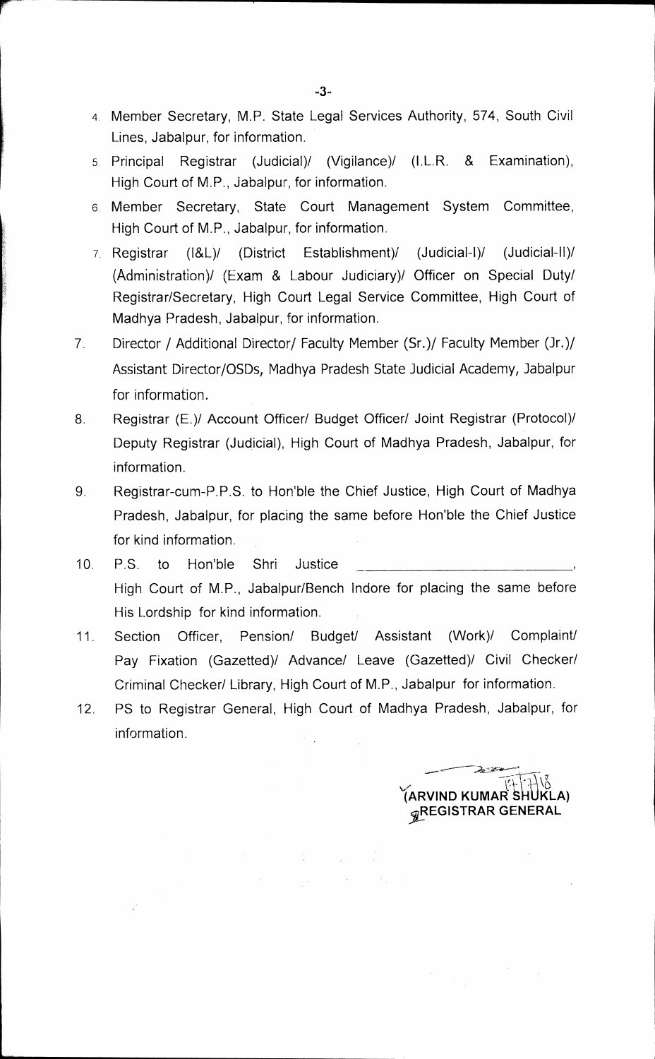4. Member Secretary, M.P. State Legal Services Authority, 574, South Civil Lines, Jabalpur, for information.
5. Principal Registrar (Judicial)/ (Vigilance)/ (I.L.R. & Examination), High Court of M.P., Jabalpur, for information.
6. Member Secretary, State Court Management System Committee, High Court of M.P., Jabalpur, for information.
7. Registrar (I&L)/ (District Establishment)/ (Judicial-I)/ (Judicial-II)/ (Administration)/ (Exam & Labour Judiciary)/ Officer on Special Duty/ Registrar/Secretary, High Court Legal Service Committee, High Court of Madhya Pradesh, Jabalpur, for information.

7. Director / Additional Director/ Faculty Member (Sr.)/ Faculty Member (Jr.)/ Assistant Director/OSDs, Madhya Pradesh State Judicial Academy, Jabalpur for information.
8. Registrar (E.)/ Account Officer/ Budget Officer/ Joint Registrar (Protocol)/ Deputy Registrar (Judicial), High Court of Madhya Pradesh, Jabalpur, for information.
9. Registrar-cum-P.P.S. to Hon'ble the Chief Justice, High Court of Madhya Pradesh, Jabalpur, for placing the same before Hon'ble the Chief Justice for kind information.
10. P.S. to Hon'ble Shri Justice ______________________________, High Court of M.P., Jabalpur/Bench Indore for placing the same before His Lordship for kind information.
11. Section Officer, Pension/ Budget/ Assistant (Work)/ Complaint/ Pay Fixation (Gazetted)/ Advance/ Leave (Gazetted)/ Civil Checker/ Criminal Checker/ Library, High Court of M.P., Jabalpur for information.
12. PS to Registrar General, High Court of Madhya Pradesh, Jabalpur, for information.

(ARVIND KUMAR SHUKLA)
REGISTRAR GENERAL